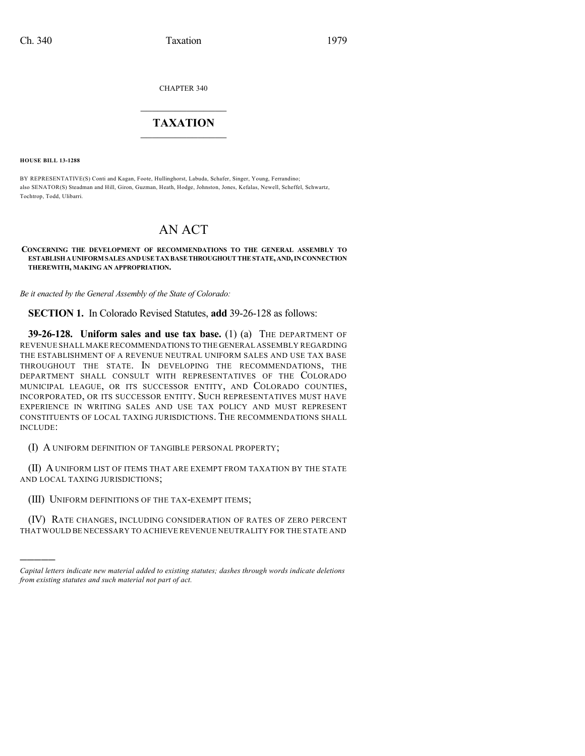CHAPTER 340

# TAXATION

**HOUSE BILL 13-1288**

BY REPRESENTATIVE(S) Conti and Kagan, Foote, Hullinghorst, Labuda, Schafer, Singer, Young, Ferrandino;
also SENATOR(S) Steadman and Hill, Giron, Guzman, Heath, Hodge, Johnston, Jones, Kefalas, Newell, Scheffel, Schwartz, Tochtrop, Todd, Ulibarri.

# AN ACT

**CONCERNING THE DEVELOPMENT OF RECOMMENDATIONS TO THE GENERAL ASSEMBLY TO ESTABLISH A UNIFORM SALES AND USE TAX BASE THROUGHOUT THE STATE, AND, IN CONNECTION THEREWITH, MAKING AN APPROPRIATION.**

*Be it enacted by the General Assembly of the State of Colorado:*

**SECTION 1.** In Colorado Revised Statutes, **add** 39-26-128 as follows:

**39-26-128. Uniform sales and use tax base.** (1) (a) THE DEPARTMENT OF REVENUE SHALL MAKE RECOMMENDATIONS TO THE GENERAL ASSEMBLY REGARDING THE ESTABLISHMENT OF A REVENUE NEUTRAL UNIFORM SALES AND USE TAX BASE THROUGHOUT THE STATE. IN DEVELOPING THE RECOMMENDATIONS, THE DEPARTMENT SHALL CONSULT WITH REPRESENTATIVES OF THE COLORADO MUNICIPAL LEAGUE, OR ITS SUCCESSOR ENTITY, AND COLORADO COUNTIES, INCORPORATED, OR ITS SUCCESSOR ENTITY. SUCH REPRESENTATIVES MUST HAVE EXPERIENCE IN WRITING SALES AND USE TAX POLICY AND MUST REPRESENT CONSTITUENTS OF LOCAL TAXING JURISDICTIONS. THE RECOMMENDATIONS SHALL INCLUDE:

(I) A UNIFORM DEFINITION OF TANGIBLE PERSONAL PROPERTY;

(II) A UNIFORM LIST OF ITEMS THAT ARE EXEMPT FROM TAXATION BY THE STATE AND LOCAL TAXING JURISDICTIONS;

(III) UNIFORM DEFINITIONS OF THE TAX-EXEMPT ITEMS;

(IV) RATE CHANGES, INCLUDING CONSIDERATION OF RATES OF ZERO PERCENT THAT WOULD BE NECESSARY TO ACHIEVE REVENUE NEUTRALITY FOR THE STATE AND

*Capital letters indicate new material added to existing statutes; dashes through words indicate deletions from existing statutes and such material not part of act.*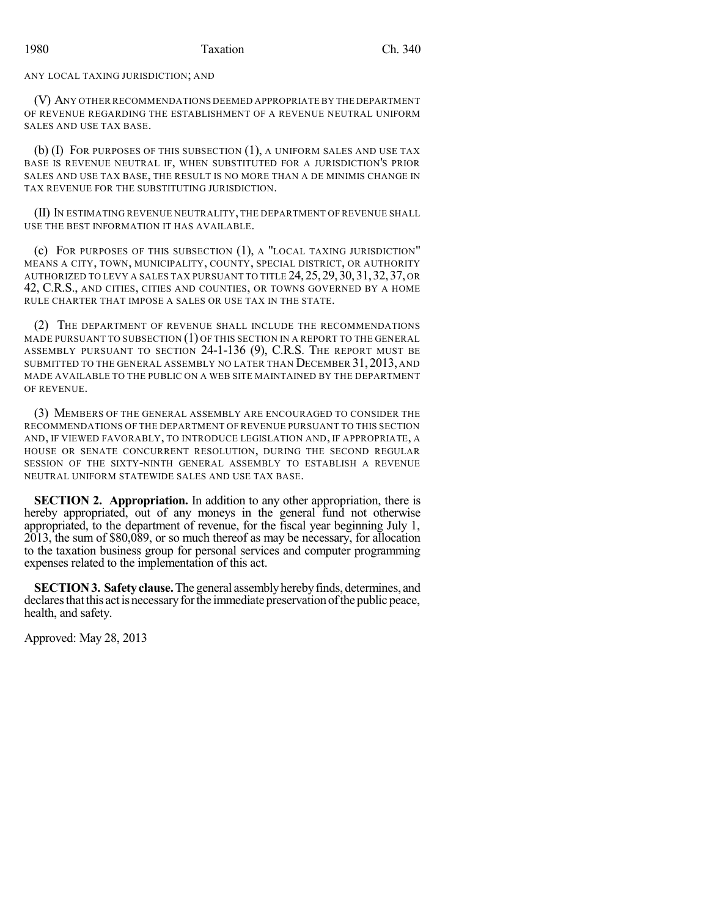ANY LOCAL TAXING JURISDICTION; AND

(V) ANY OTHER RECOMMENDATIONS DEEMED APPROPRIATE BY THE DEPARTMENT OF REVENUE REGARDING THE ESTABLISHMENT OF A REVENUE NEUTRAL UNIFORM SALES AND USE TAX BASE.

(b) (I) FOR PURPOSES OF THIS SUBSECTION (1), A UNIFORM SALES AND USE TAX BASE IS REVENUE NEUTRAL IF, WHEN SUBSTITUTED FOR A JURISDICTION'S PRIOR SALES AND USE TAX BASE, THE RESULT IS NO MORE THAN A DE MINIMIS CHANGE IN TAX REVENUE FOR THE SUBSTITUTING JURISDICTION.

(II) IN ESTIMATING REVENUE NEUTRALITY, THE DEPARTMENT OF REVENUE SHALL USE THE BEST INFORMATION IT HAS AVAILABLE.

(c) FOR PURPOSES OF THIS SUBSECTION (1), A "LOCAL TAXING JURISDICTION" MEANS A CITY, TOWN, MUNICIPALITY, COUNTY, SPECIAL DISTRICT, OR AUTHORITY AUTHORIZED TO LEVY A SALES TAX PURSUANT TO TITLE 24, 25, 29, 30, 31, 32, 37, OR 42, C.R.S., AND CITIES, CITIES AND COUNTIES, OR TOWNS GOVERNED BY A HOME RULE CHARTER THAT IMPOSE A SALES OR USE TAX IN THE STATE.

(2) THE DEPARTMENT OF REVENUE SHALL INCLUDE THE RECOMMENDATIONS MADE PURSUANT TO SUBSECTION (1) OF THIS SECTION IN A REPORT TO THE GENERAL ASSEMBLY PURSUANT TO SECTION 24-1-136 (9), C.R.S. THE REPORT MUST BE SUBMITTED TO THE GENERAL ASSEMBLY NO LATER THAN DECEMBER 31, 2013, AND MADE AVAILABLE TO THE PUBLIC ON A WEB SITE MAINTAINED BY THE DEPARTMENT OF REVENUE.

(3) MEMBERS OF THE GENERAL ASSEMBLY ARE ENCOURAGED TO CONSIDER THE RECOMMENDATIONS OF THE DEPARTMENT OF REVENUE PURSUANT TO THIS SECTION AND, IF VIEWED FAVORABLY, TO INTRODUCE LEGISLATION AND, IF APPROPRIATE, A HOUSE OR SENATE CONCURRENT RESOLUTION, DURING THE SECOND REGULAR SESSION OF THE SIXTY-NINTH GENERAL ASSEMBLY TO ESTABLISH A REVENUE NEUTRAL UNIFORM STATEWIDE SALES AND USE TAX BASE.

**SECTION 2. Appropriation.** In addition to any other appropriation, there is hereby appropriated, out of any moneys in the general fund not otherwise appropriated, to the department of revenue, for the fiscal year beginning July 1, 2013, the sum of $80,089, or so much thereof as may be necessary, for allocation to the taxation business group for personal services and computer programming expenses related to the implementation of this act.

**SECTION 3. Safety clause.** The general assembly hereby finds, determines, and declares that this act is necessary for the immediate preservation of the public peace, health, and safety.

Approved: May 28, 2013